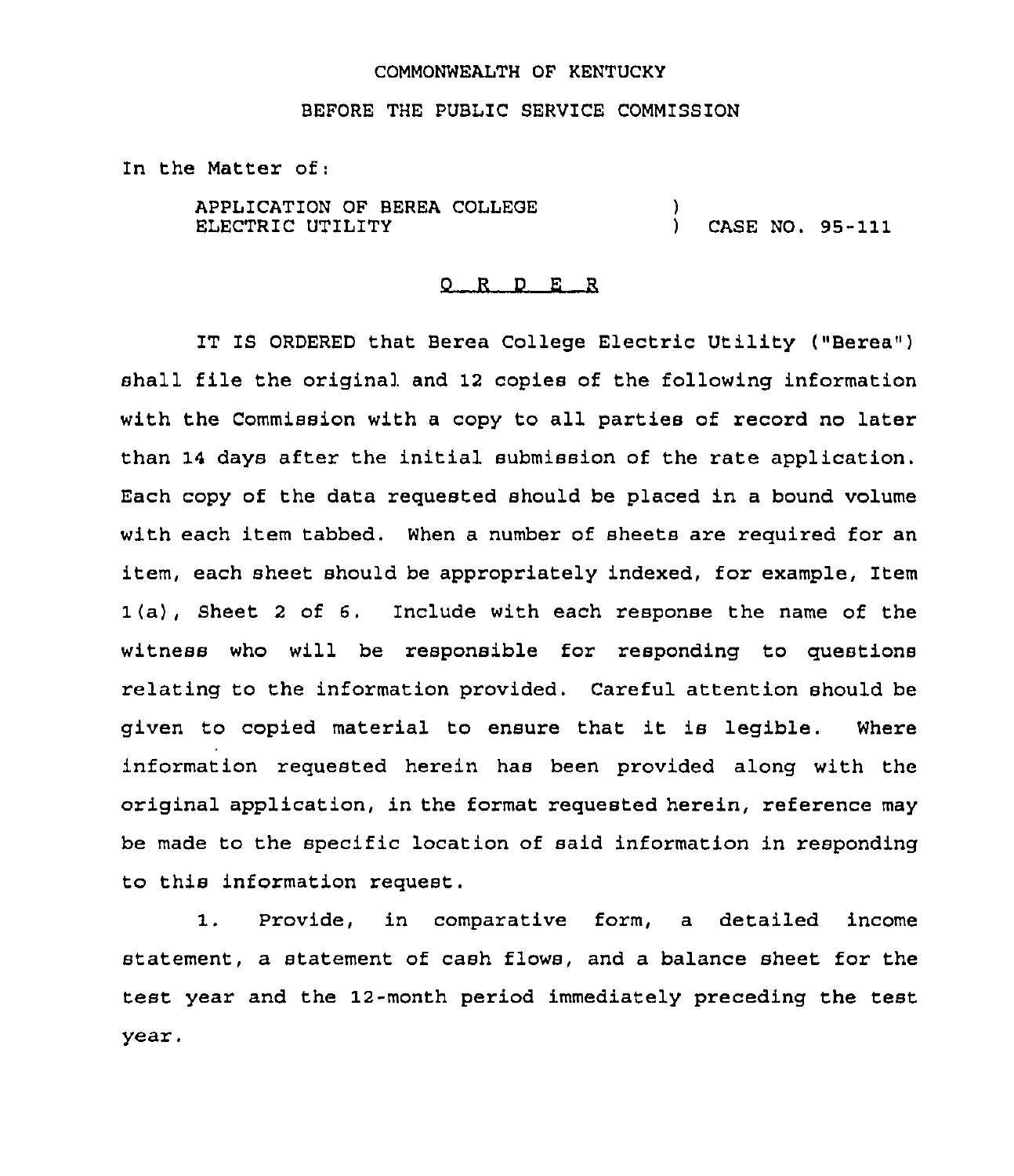COMMONWEALTH OF KENTUCKY

BEFORE THE PUBLIC SERVICE COMMISSION

In the Matter of:

APPLICATION OF BEREA COLLEGE ELECTRIC UTILITY ) CASE NO. 95-111

## O R D E R

IT IS ORDERED that Berea College Electric Utility ("Berea") shall file the original and 12 copies of the following information with the Commission with a copy to all parties of record no later than 14 days after the initial submission of the rate application. Each copy of the data requested should be placed in a bound volume with each item tabbed. When a number of sheets are required for an item, each sheet should be appropriately indexed, for example, Item 1(a), Sheet 2 of 6. Include with each response the name of the witness who will be responsible for responding to questions relating to the information provided. Careful attention should be given to copied material to ensure that it is legible. Where information requested herein has been provided along with the original application, in the format requested herein, reference may be made to the specific location of said information in responding to this information request.

1. Provide, in comparative form, a detailed income statement, a statement of cash flows, and a balance sheet for the test year and the 12-month period immediately preceding the test year.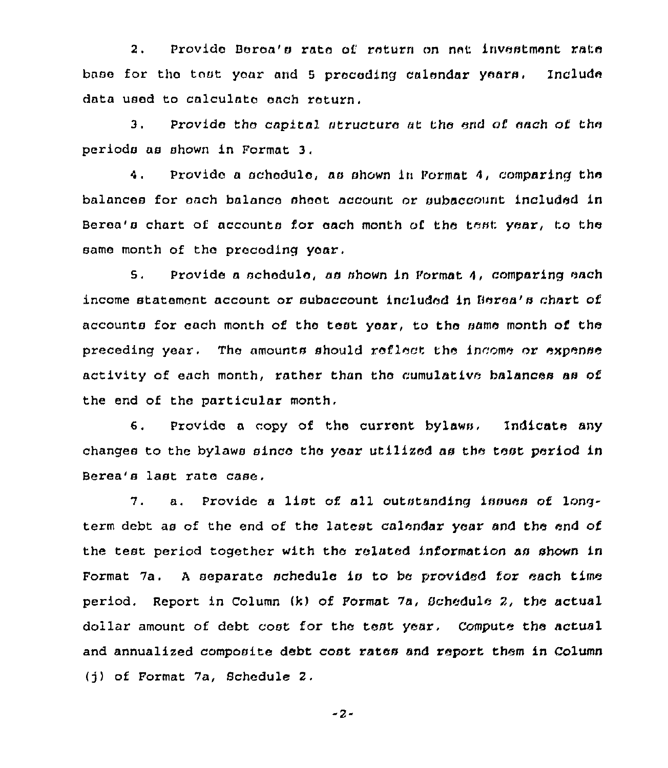2. Provide Berea's rate of return on net investment rate base for the test year and 5 preceding calendar years. Include data used to calculate each return.

3. Provide the capital structure at the end of each of the periods as shown in Format 3.

4. Provide a schedule, as shown in Format 4, comparing the balances for each balance sheet account or subaccount included in Berea's chart of accounts for each month of the test year, to the same month of the preceding year.

5. Provide a schedule, as shown in Format 4, comparing each income statement account or subaccount included in Berea's chart of accounts for each month of the test year, to the same month of the preceding year. The amounts should reflect the income or expense activity of each month, rather than the cumulative balances as of the end of the particular month.

6. Provide a copy of the current bylaws. Indicate any changes to the bylaws since the year utilized as the test period in Berea's last rate case.

7. a. Provide a list of all outstanding issues of long-term debt as of the end of the latest calendar year and the end of the test period together with the related information as shown in Format 7a. A separate schedule is to be provided for each time period. Report in Column (k) of Format 7a, Schedule 2, the actual dollar amount of debt cost for the test year. Compute the actual and annualized composite debt cost rates and report them in Column (j) of Format 7a, Schedule 2.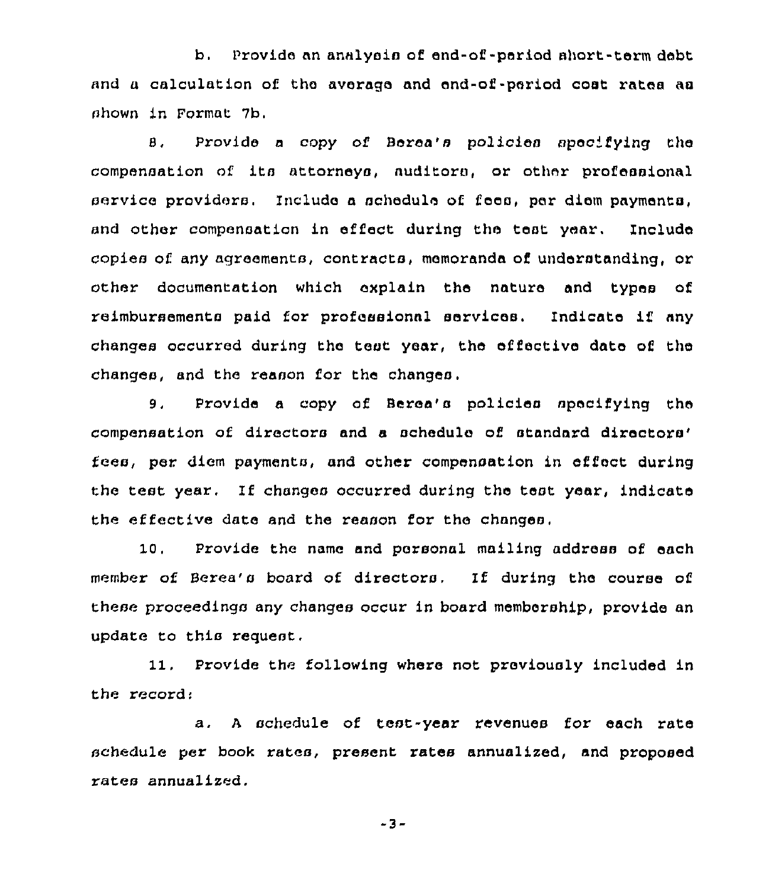b. Provide an analysis of end-of-period short-term debt and a calculation of the average and end-of-period cost rates as shown in Format 7b.

8. Provide a copy of Berea's policies specifying the compensation of its attorneys, auditors, or other professional service providers. Include a schedule of fees, per diem payments, and other compensation in effect during the test year. Include copies of any agreements, contracts, memoranda of understanding, or other documentation which explain the nature and types of reimbursements paid for professional services. Indicate if any changes occurred during the test year, the effective date of the changes, and the reason for the changes.

9. Provide a copy of Berea's policies specifying the compensation of directors and a schedule of standard directors' fees, per diem payments, and other compensation in effect during the test year. If changes occurred during the test year, indicate the effective date and the reason for the changes.

10. Provide the name and personal mailing address of each member of Berea's board of directors. If during the course of these proceedings any changes occur in board membership, provide an update to this request.

11. Provide the following where not previously included in the record:

a. A schedule of test-year revenues for each rate schedule per book rates, present rates annualized, and proposed rates annualized.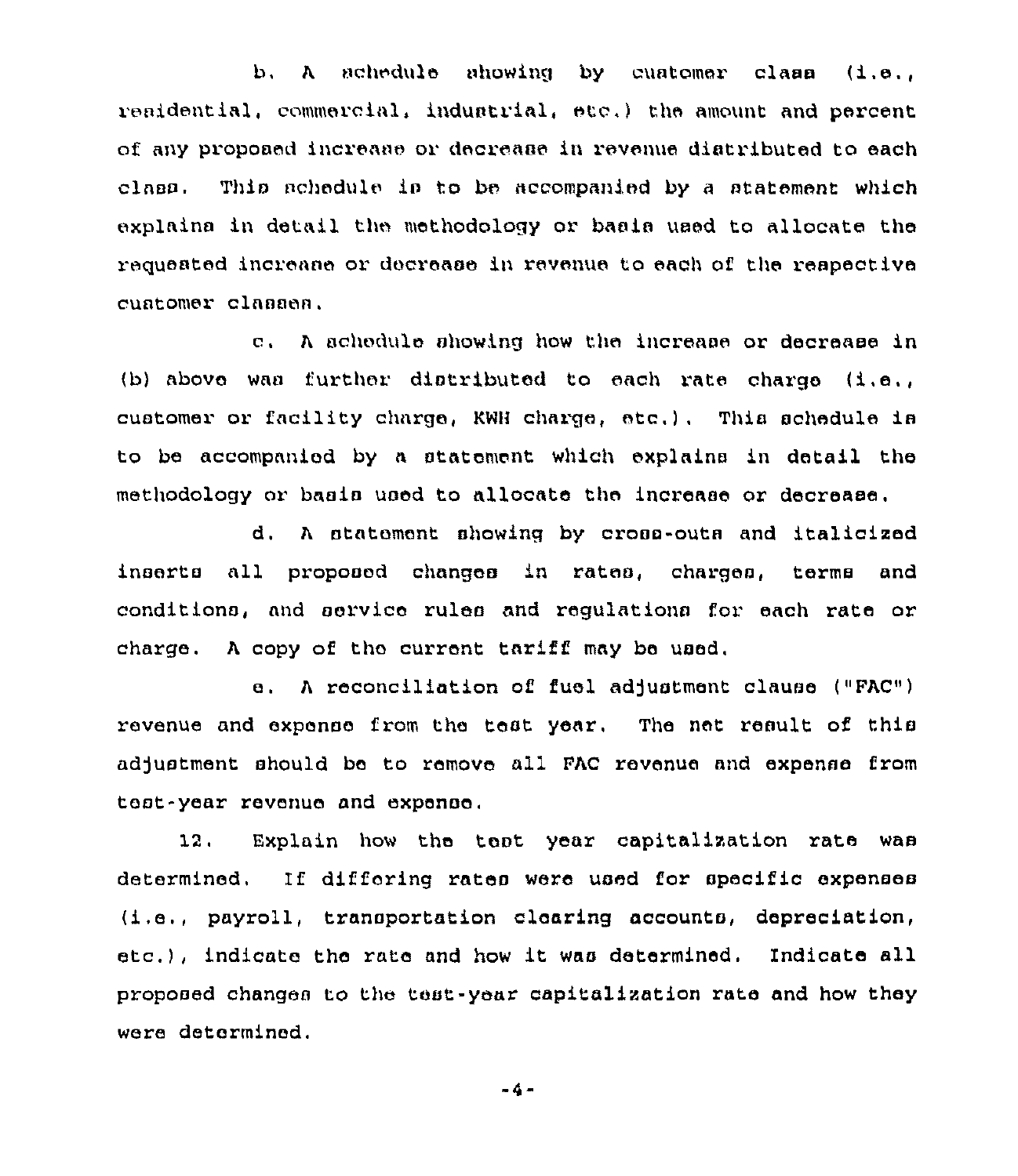b. A schedule showing by customer class (i.e., residential, commercial, industrial, etc.) the amount and percent of any proposed increase or decrease in revenue distributed to each class. This schedule is to be accompanied by a statement which explains in detail the methodology or basis used to allocate the requested increase or decrease in revenue to each of the respective customer classes.

c. A schedule showing how the increase or decrease in (b) above was further distributed to each rate charge (i.e., customer or facility charge, KWH charge, etc.). This schedule is to be accompanied by a statement which explains in detail the methodology or basis used to allocate the increase or decrease.

d. A statement showing by cross-outs and italicized inserts all proposed changes in rates, charges, terms and conditions, and service rules and regulations for each rate or charge. A copy of the current tariff may be used.

e. A reconciliation of fuel adjustment clause ("FAC") revenue and expense from the test year. The net result of this adjustment should be to remove all FAC revenue and expense from test-year revenue and expense.

12. Explain how the test year capitalization rate was determined. If differing rates were used for specific expenses (i.e., payroll, transportation clearing accounts, depreciation, etc.), indicate the rate and how it was determined. Indicate all proposed changes to the test-year capitalization rate and how they were determined.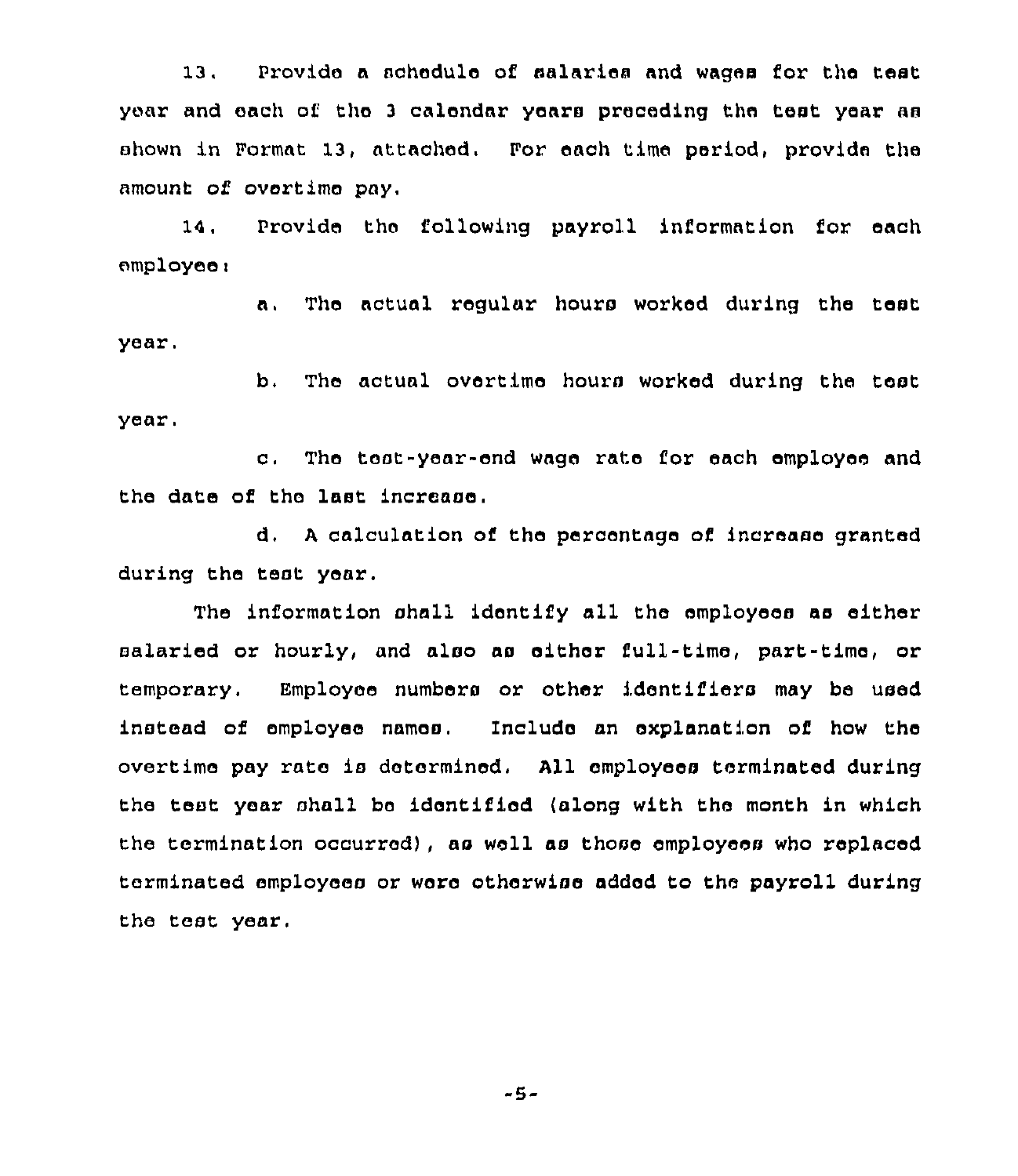13. Provide a schedule of salaries and wages for the test year and each of the 3 calendar years preceding the test year as shown in Format 13, attached. For each time period, provide the amount of overtime pay.

14. Provide the following payroll information for each employee:

a. The actual regular hours worked during the test year.

b. The actual overtime hours worked during the test year.

c. The test-year-end wage rate for each employee and the date of the last increase.

d. A calculation of the percentage of increase granted during the test year.

The information shall identify all the employees as either salaried or hourly, and also as either full-time, part-time, or temporary. Employee numbers or other identifiers may be used instead of employee names. Include an explanation of how the overtime pay rate is determined. All employees terminated during the test year shall be identified (along with the month in which the termination occurred), as well as those employees who replaced terminated employees or were otherwise added to the payroll during the test year.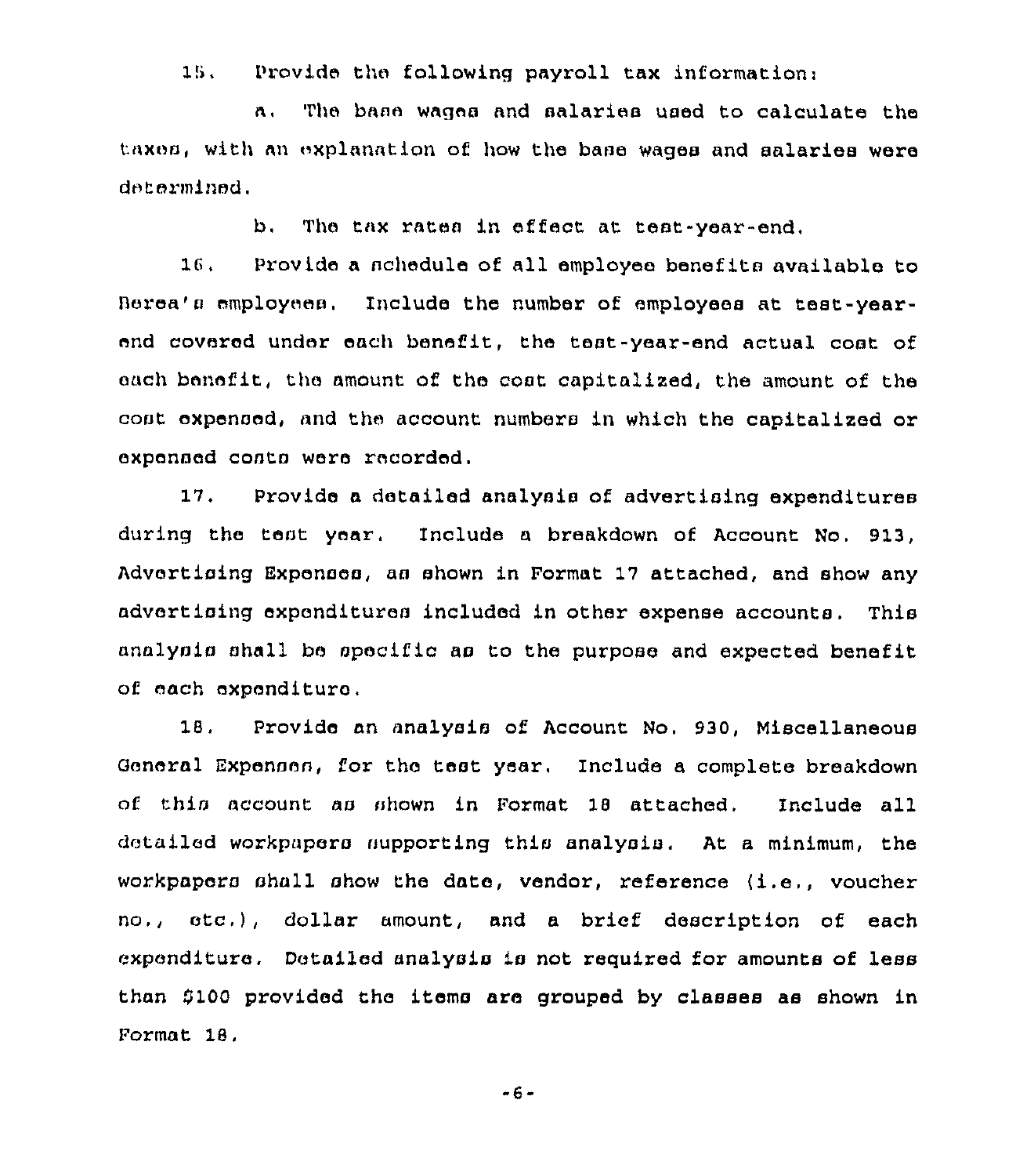15. Provide the following payroll tax information:

a. The base wages and salaries used to calculate the taxes, with an explanation of how the base wages and salaries were determined.

b. The tax rates in effect at test-year-end.

16. Provide a schedule of all employee benefits available to Berea's employees. Include the number of employees at test-year-end covered under each benefit, the test-year-end actual cost of each benefit, the amount of the cost capitalized, the amount of the cost expensed, and the account numbers in which the capitalized or expensed costs were recorded.

17. Provide a detailed analysis of advertising expenditures during the test year. Include a breakdown of Account No. 913, Advertising Expenses, as shown in Format 17 attached, and show any advertising expenditures included in other expense accounts. This analysis shall be specific as to the purpose and expected benefit of each expenditure.

18. Provide an analysis of Account No. 930, Miscellaneous General Expenses, for the test year. Include a complete breakdown of this account as shown in Format 18 attached. Include all detailed workpapers supporting this analysis. At a minimum, the workpapers shall show the date, vendor, reference (i.e., voucher no., etc.), dollar amount, and a brief description of each expenditure. Detailed analysis is not required for amounts of less than $100 provided the items are grouped by classes as shown in Format 18.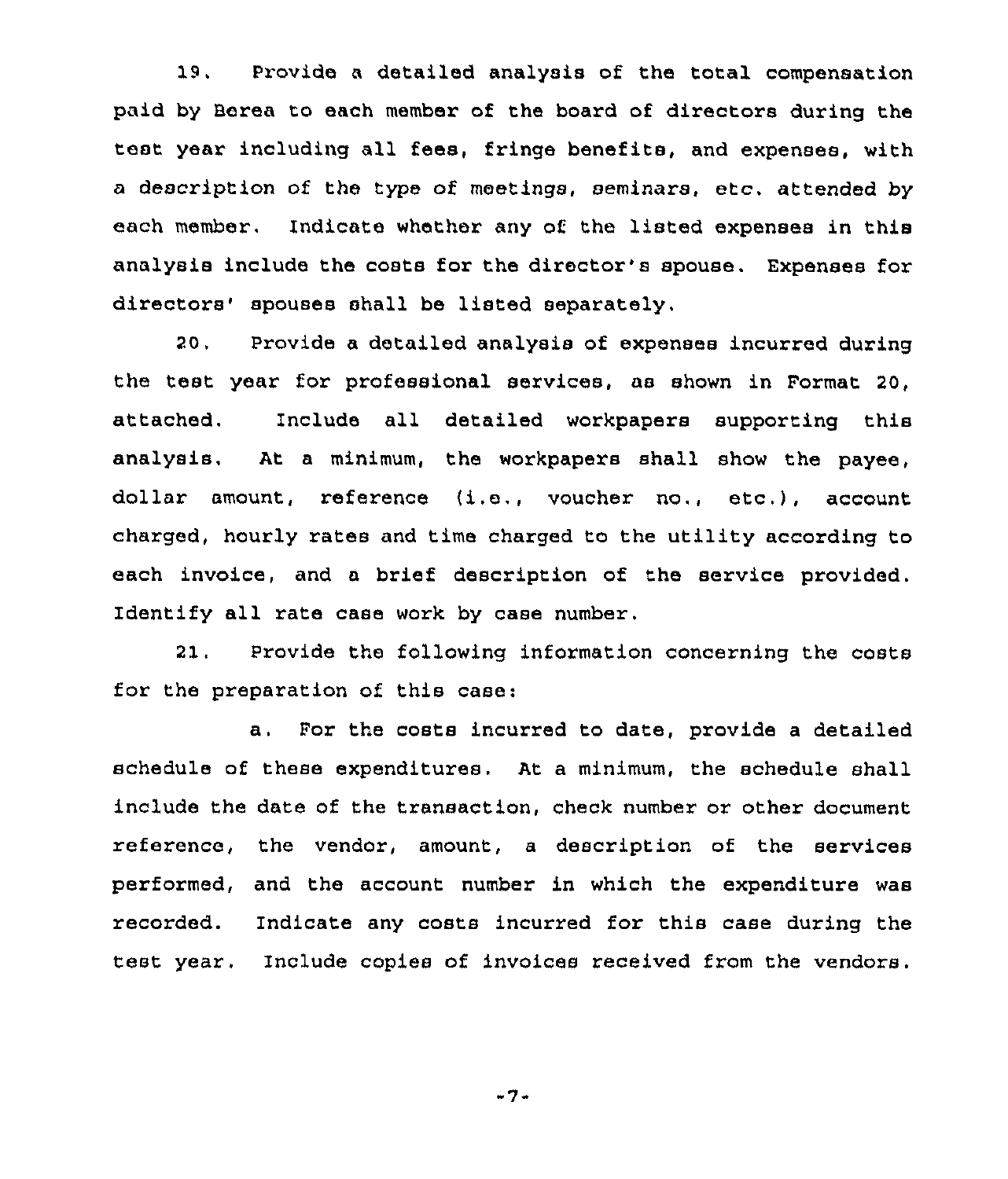19. Provide a detailed analysis of the total compensation paid by Berea to each member of the board of directors during the test year including all fees, fringe benefits, and expenses, with a description of the type of meetings, seminars, etc. attended by each member. Indicate whether any of the listed expenses in this analysis include the costs for the director's spouse. Expenses for directors' spouses shall be listed separately.

20. Provide a detailed analysis of expenses incurred during the test year for professional services, as shown in Format 20, attached. Include all detailed workpapers supporting this analysis. At a minimum, the workpapers shall show the payee, dollar amount, reference (i.e., voucher no., etc.), account charged, hourly rates and time charged to the utility according to each invoice, and a brief description of the service provided. Identify all rate case work by case number.

21. Provide the following information concerning the costs for the preparation of this case:

a. For the costs incurred to date, provide a detailed schedule of these expenditures. At a minimum, the schedule shall include the date of the transaction, check number or other document reference, the vendor, amount, a description of the services performed, and the account number in which the expenditure was recorded. Indicate any costs incurred for this case during the test year. Include copies of invoices received from the vendors.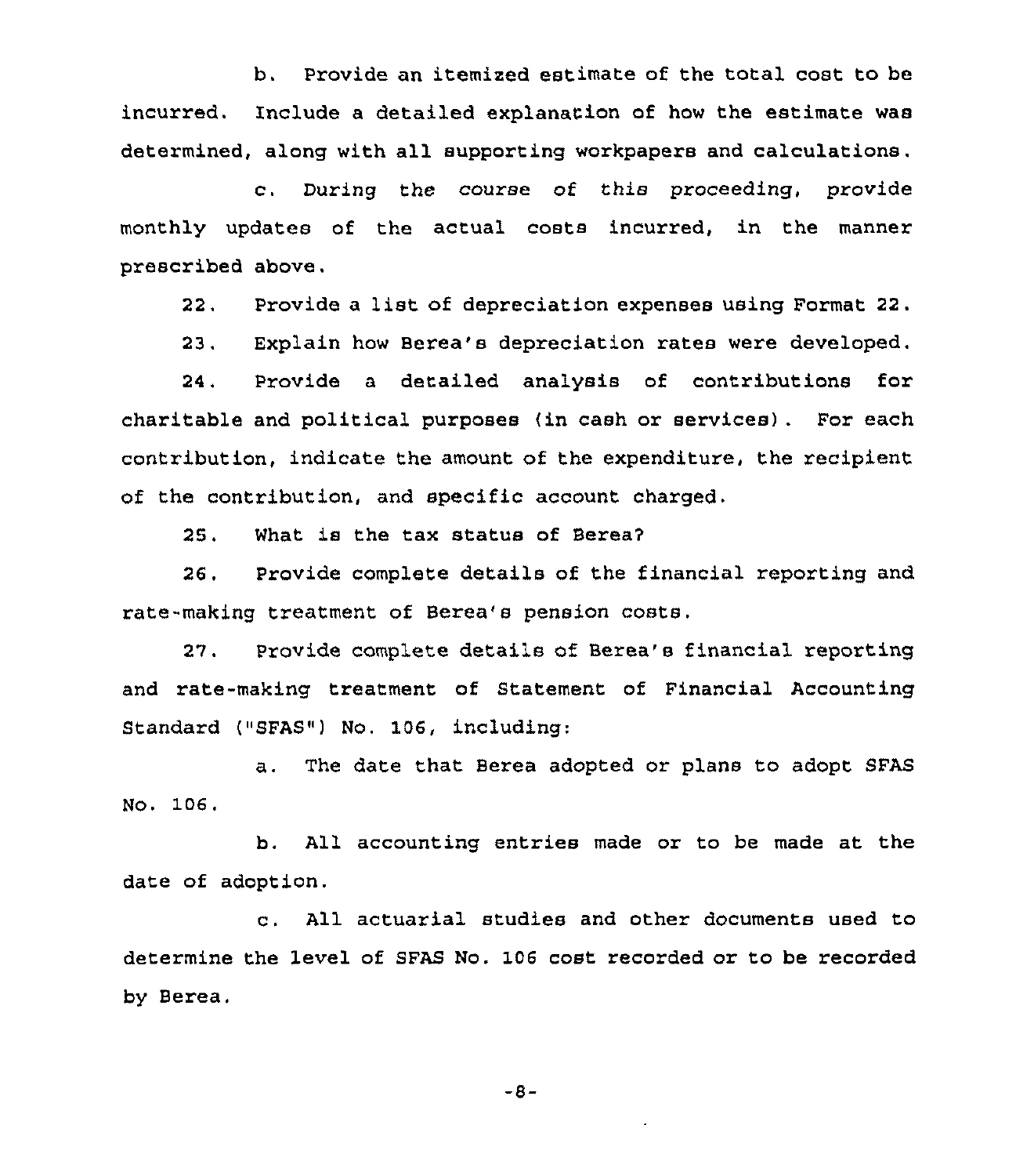b. Provide an itemized estimate of the total cost to be incurred. Include a detailed explanation of how the estimate was determined, along with all supporting workpapers and calculations.

c. During the course of this proceeding, provide monthly updates of the actual costs incurred, in the manner prescribed above.

22. Provide a list of depreciation expenses using Format 22.

23. Explain how Berea's depreciation rates were developed.

24. Provide a detailed analysis of contributions for charitable and political purposes (in cash or services). For each contribution, indicate the amount of the expenditure, the recipient of the contribution, and specific account charged.

25. What is the tax status of Berea?

26. Provide complete details of the financial reporting and rate-making treatment of Berea's pension costs.

27. Provide complete details of Berea's financial reporting and rate-making treatment of Statement of Financial Accounting Standard ("SFAS") No. 106, including:

a. The date that Berea adopted or plans to adopt SFAS No. 106.

b. All accounting entries made or to be made at the date of adoption.

c. All actuarial studies and other documents used to determine the level of SFAS No. 106 cost recorded or to be recorded by Berea.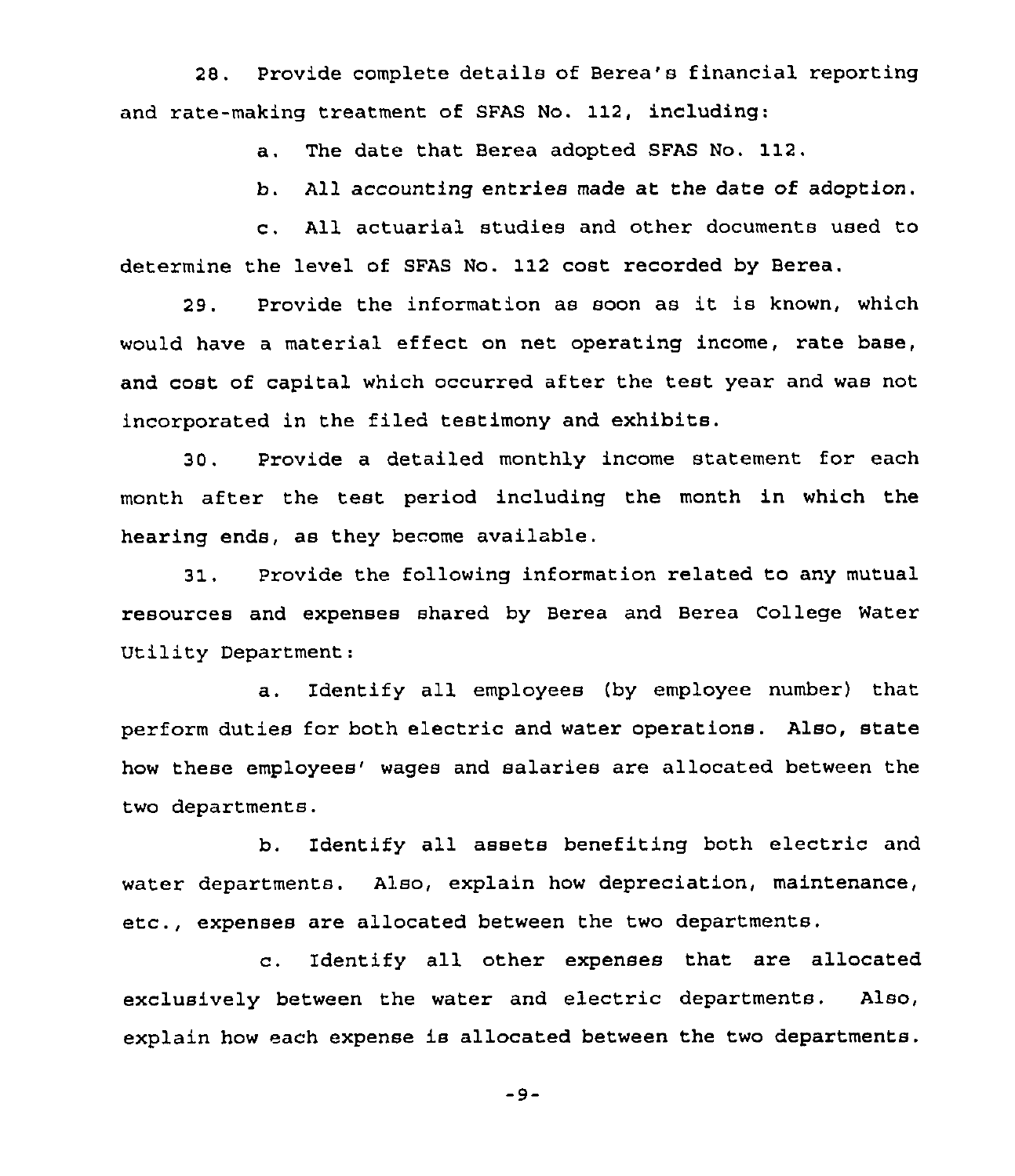28. Provide complete details of Berea's financial reporting and rate-making treatment of SFAS No. 112, including:

a. The date that Berea adopted SFAS No. 112.

b. All accounting entries made at the date of adoption.

c. All actuarial studies and other documents used to determine the level of SFAS No. 112 cost recorded by Berea.

29. Provide the information as soon as it is known, which would have a material effect on net operating income, rate base, and cost of capital which occurred after the test year and was not incorporated in the filed testimony and exhibits.

30. Provide a detailed monthly income statement for each month after the test period including the month in which the hearing ends, as they become available.

31. Provide the following information related to any mutual resources and expenses shared by Berea and Berea College Water Utility Department:

a. Identify all employees (by employee number) that perform duties for both electric and water operations. Also, state how these employees' wages and salaries are allocated between the two departments.

b. Identify all assets benefiting both electric and water departments. Also, explain how depreciation, maintenance, etc., expenses are allocated between the two departments.

c. Identify all other expenses that are allocated exclusively between the water and electric departments. Also, explain how each expense is allocated between the two departments.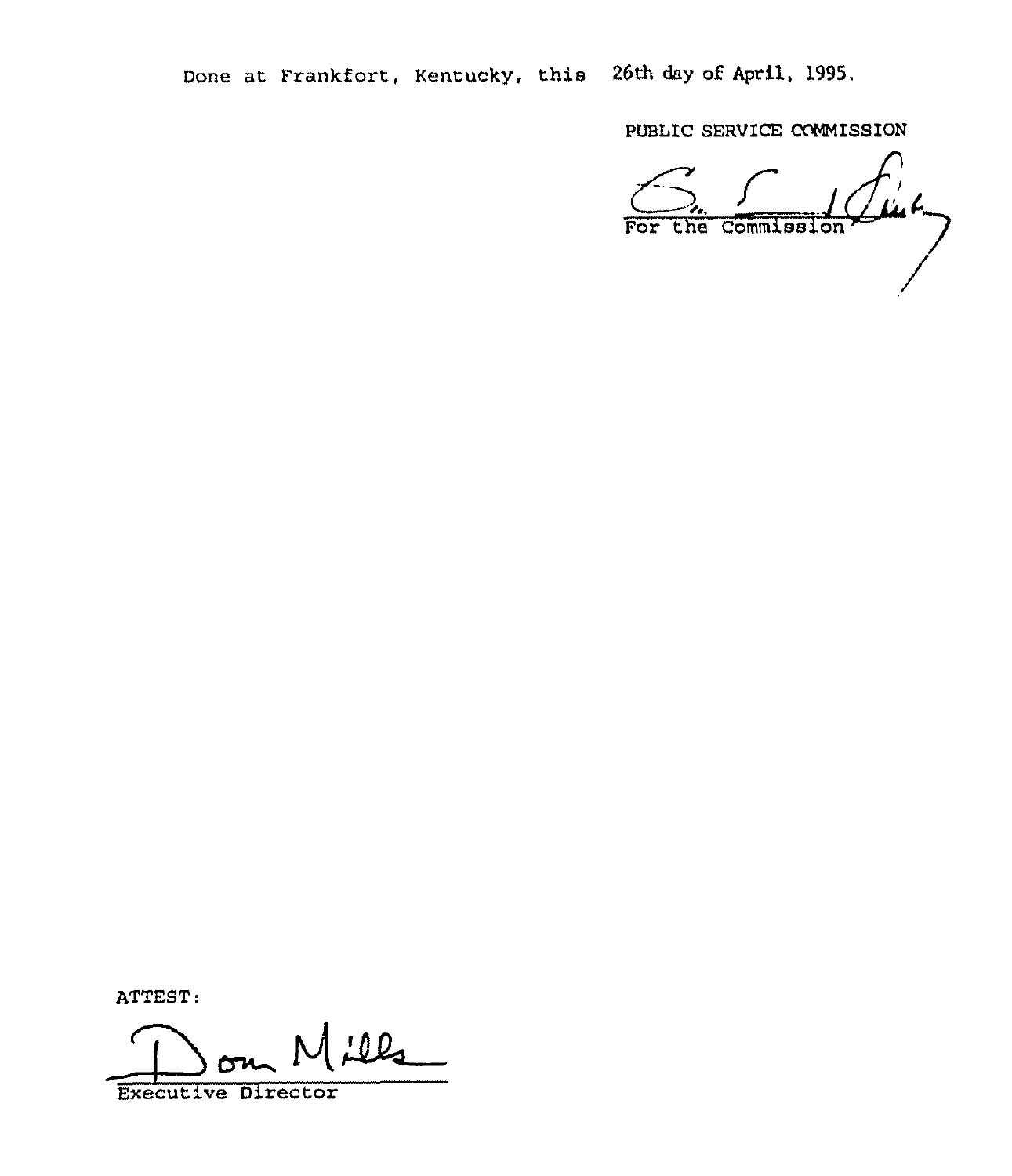Done at Frankfort, Kentucky, this 26th day of April, 1995.

PUBLIC SERVICE COMMISSION

For the Commission

ATTEST:

Executive Director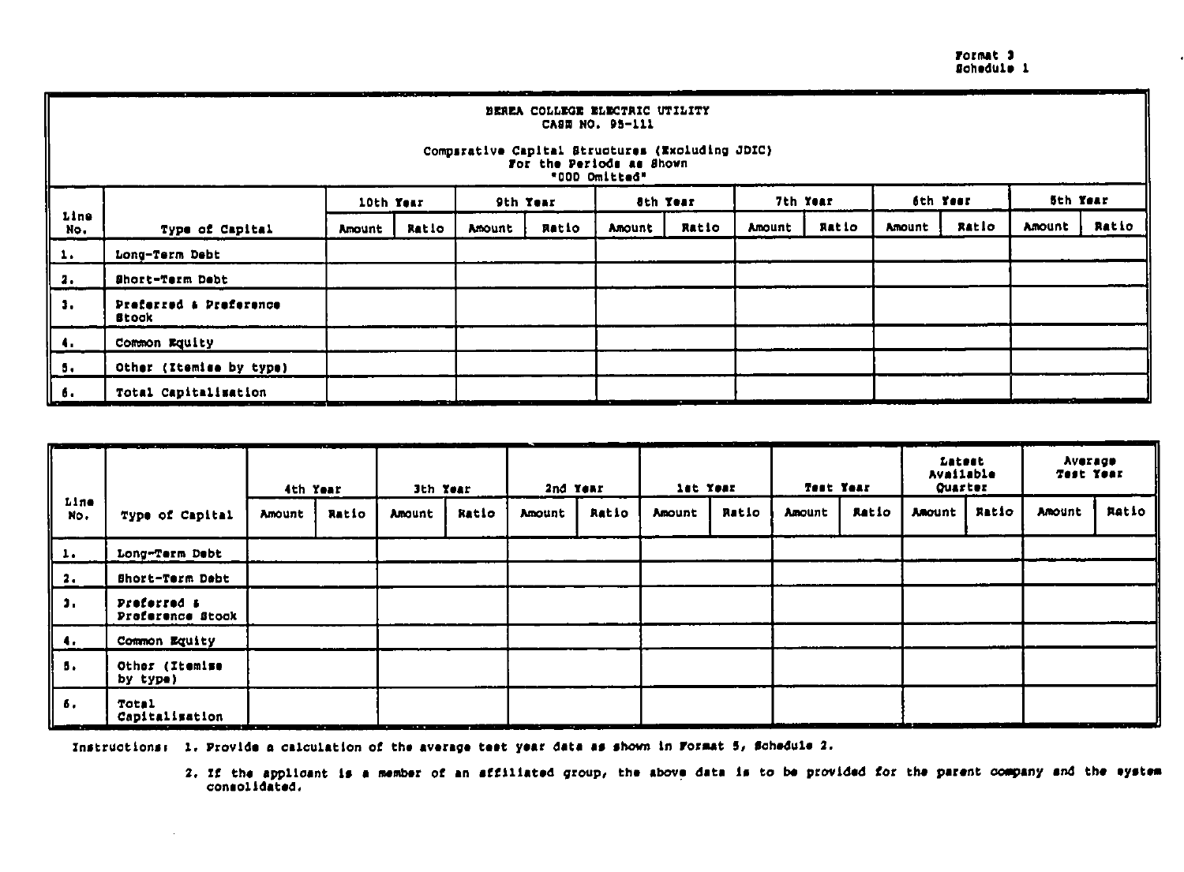Format 3
Schedule 1

BEREA COLLEGE ELECTRIC UTILITY
CASE NO. 95-111

Comparative Capital Structures (Excluding JDIC)
For the Periods as Shown
"000 Omitted"

| Line No. | Type of Capital | 10th Year | | 9th Year | | 8th Year | | 7th Year | | 6th Year | | 5th Year | |
|---|---|---|---|---|---|---|---|---|---|---|---|---|---|
| | | Amount | Ratio | Amount | Ratio | Amount | Ratio | Amount | Ratio | Amount | Ratio | Amount | Ratio |
| 1. | Long-Term Debt | | | | | | | | | | | | |
| 2. | Short-Term Debt | | | | | | | | | | | | |
| 3. | Preferred & Preference Stock | | | | | | | | | | | | |
| 4. | Common Equity | | | | | | | | | | | | |
| 5. | Other (Itemize by type) | | | | | | | | | | | | |
| 6. | Total Capitalization | | | | | | | | | | | | |

| Line No. | Type of Capital | 4th Year | | 3th Year | | 2nd Year | | 1st Year | | Test Year | | Latest Available Quarter | | Average Test Year | |
|---|---|---|---|---|---|---|---|---|---|---|---|---|---|---|---|
| | | Amount | Ratio | Amount | Ratio | Amount | Ratio | Amount | Ratio | Amount | Ratio | Amount | Ratio | Amount | Ratio |
| 1. | Long-Term Debt | | | | | | | | | | | | | | |
| 2. | Short-Term Debt | | | | | | | | | | | | | | |
| 3. | Preferred & Preference Stock | | | | | | | | | | | | | | |
| 4. | Common Equity | | | | | | | | | | | | | | |
| 5. | Other (Itemize by type) | | | | | | | | | | | | | | |
| 6. | Total Capitalization | | | | | | | | | | | | | | |

Instructions: 1. Provide a calculation of the average test year data as shown in Format 5, Schedule 2.

2. If the applicant is a member of an affiliated group, the above data is to be provided for the parent company and the system consolidated.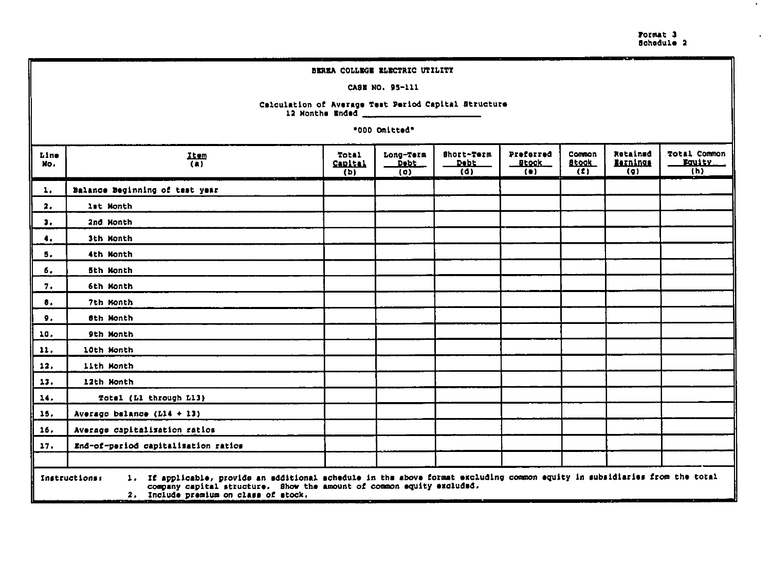Format 3
Schedule 2

BEREA COLLEGE ELECTRIC UTILITY

CASE NO. 95-111

Calculation of Average Test Period Capital Structure
12 Months Ended ____________________

"000 Omitted"

| Line No. | Item (a) | Total Capital (b) | Long-Term Debt (c) | Short-Term Debt (d) | Preferred Stock (e) | Common Stock (f) | Retained Earnings (g) | Total Common Equity (h) |
|---|---|---|---|---|---|---|---|---|
| 1. | Balance Beginning of test year | | | | | | | |
| 2. | 1st Month | | | | | | | |
| 3. | 2nd Month | | | | | | | |
| 4. | 3th Month | | | | | | | |
| 5. | 4th Month | | | | | | | |
| 6. | 5th Month | | | | | | | |
| 7. | 6th Month | | | | | | | |
| 8. | 7th Month | | | | | | | |
| 9. | 8th Month | | | | | | | |
| 10. | 9th Month | | | | | | | |
| 11. | 10th Month | | | | | | | |
| 12. | 11th Month | | | | | | | |
| 13. | 12th Month | | | | | | | |
| 14. | Total (L1 through L13) | | | | | | | |
| 15. | Average balance (L14 + 13) | | | | | | | |
| 16. | Average capitalization ratios | | | | | | | |
| 17. | End-of-period capitalization ratios | | | | | | | |
| | | | | | | | | |

Instructions:
1. If applicable, provide an additional schedule in the above format excluding common equity in subsidiaries from the total company capital structure. Show the amount of common equity excluded.
2. Include premium on class of stock.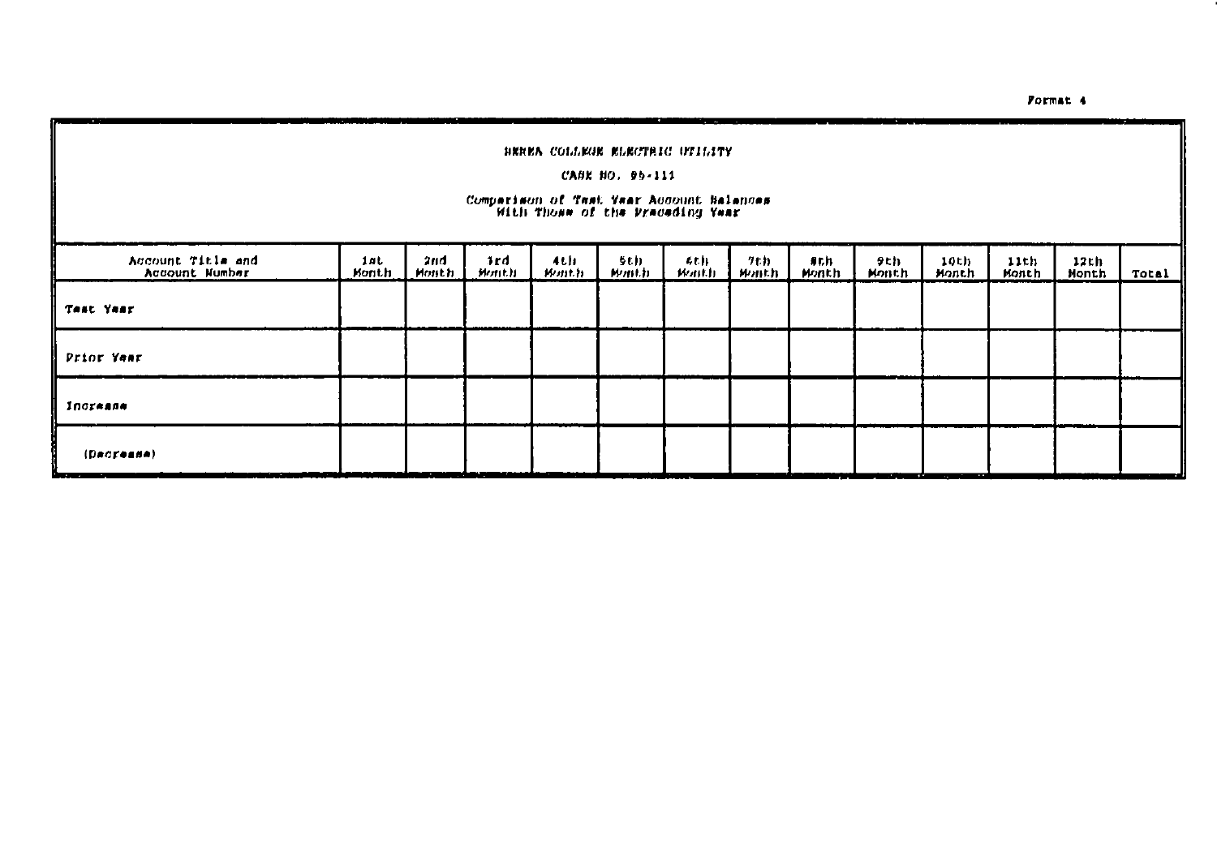Format 4

**BEREA COLLEGE ELECTRIC UTILITY**

**CASE NO. 95-111**

**Comparison of Test Year Account Balances With Those of the Preceding Year**

| Account Title and Account Number | 1st Month | 2nd Month | 3rd Month | 4th Month | 5th Month | 6th Month | 7th Month | 8th Month | 9th Month | 10th Month | 11th Month | 12th Month | Total |
|---|---|---|---|---|---|---|---|---|---|---|---|---|---|
| Test Year | | | | | | | | | | | | | |
| Prior Year | | | | | | | | | | | | | |
| Increase | | | | | | | | | | | | | |
| (Decrease) | | | | | | | | | | | | | |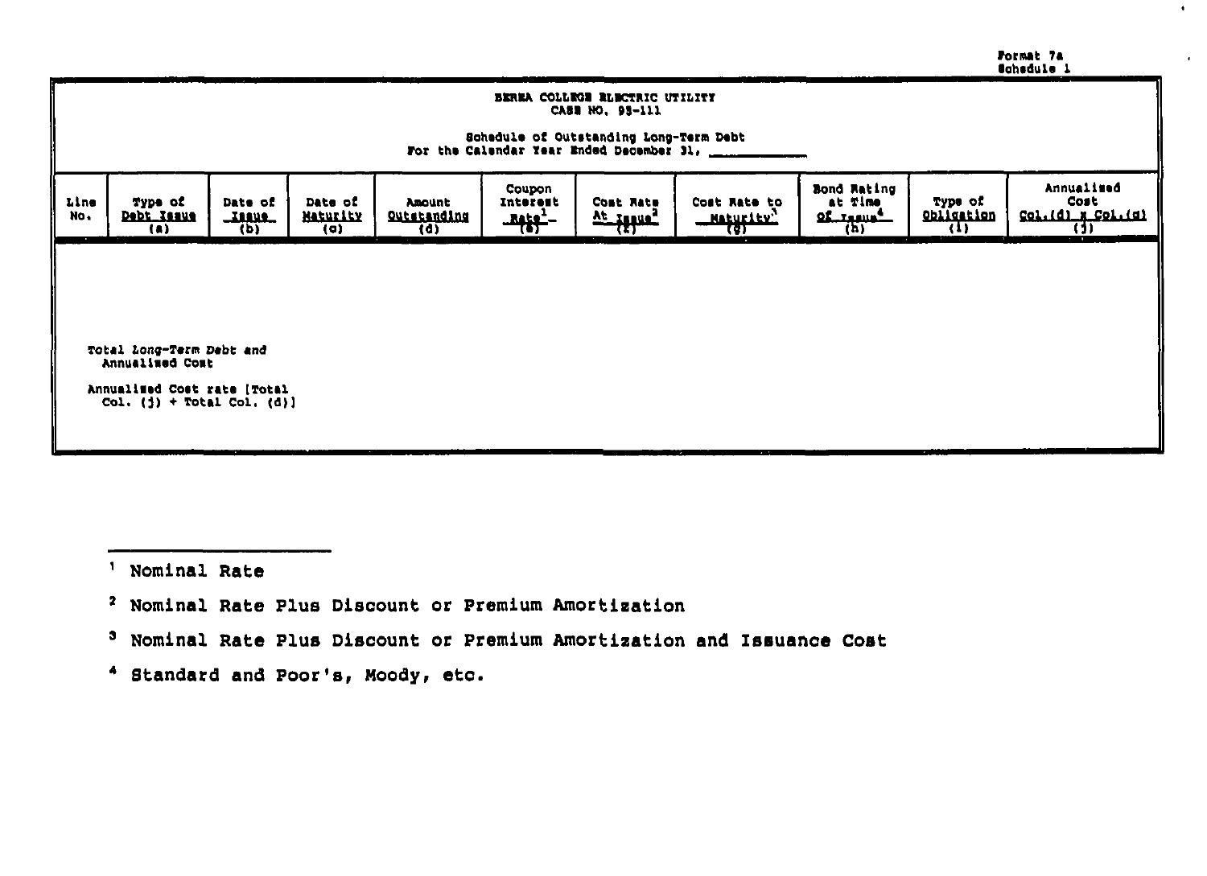Format 7a
Schedule 1

BEREA COLLEGE ELECTRIC UTILITY
CASE NO. 95-111

Schedule of Outstanding Long-Term Debt
For the Calendar Year Ended December 31, \_\_\_\_\_\_\_\_\_\_\_\_

| Line No. | Type of Debt Issue (a) | Date of Issue (b) | Date of Maturity (c) | Amount Outstanding (d) | Coupon Interest Rate[1] (e) | Cost Rate At Issue[2] (f) | Cost Rate to Maturity[3] (g) | Bond Rating at Time of Issue[4] (h) | Type of Obligation (i) | Annualized Cost Col.(d) x Col.(g) (j) |
|---|---|---|---|---|---|---|---|---|---|---|
| | | | | | | | | | | |
| | Total Long-Term Debt and Annualized Cost | | | | | | | | | |
| | Annualized Cost rate [Total Col. (j) ÷ Total Col. (d)] | | | | | | | | | |

---

[1] Nominal Rate

[2] Nominal Rate Plus Discount or Premium Amortization

[3] Nominal Rate Plus Discount or Premium Amortization and Issuance Cost

[4] Standard and Poor's, Moody, etc.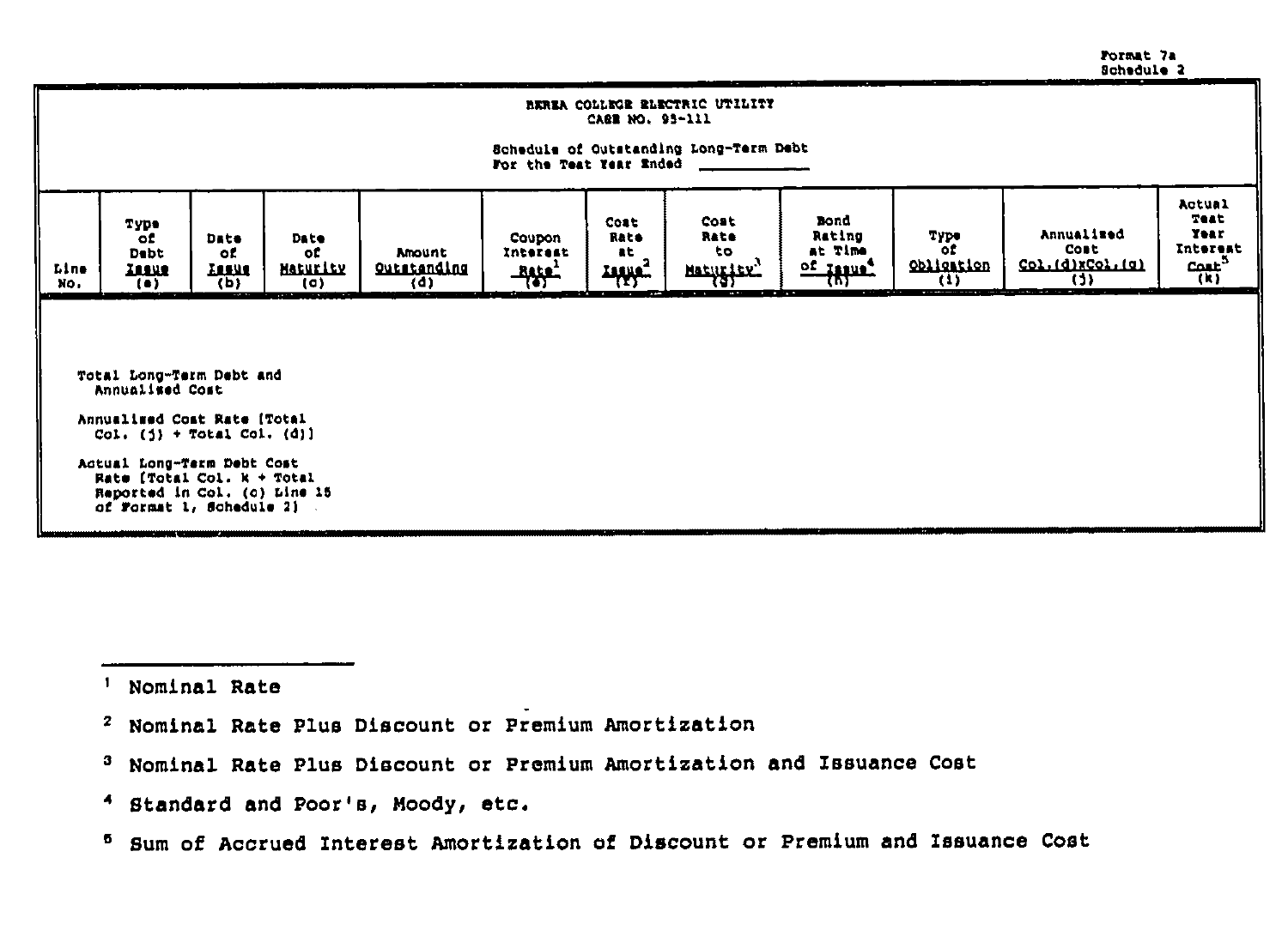Format 7a
Schedule 2

BEREA COLLEGE ELECTRIC UTILITY
CASE NO. 93-111

Schedule of Outstanding Long-Term Debt
For the Test Year Ended ____________

| Line No. | Type of Debt Issue (a) | Date of Issue (b) | Date of Maturity (c) | Amount Outstanding (d) | Coupon Interest Rate[1] (e) | Cost Rate at Issue[2] (f) | Cost Rate to Maturity[3] (g) | Bond Rating at Time of Issue[4] (h) | Type of Obligation (i) | Annualized Cost Col.(d)xCol.(g) (j) | Actual Test Year Interest Cost[5] (k) |
|---|---|---|---|---|---|---|---|---|---|---|---|
| | Total Long-Term Debt and Annualized Cost | | | | | | | | | | |
| | Annualized Cost Rate [Total Col. (j) ÷ Total Col. (d)] | | | | | | | | | | |
| | Actual Long-Term Debt Cost Rate [Total Col. k ÷ Total Reported in Col. (c) Line 15 of Format 1, Schedule 2] | | | | | | | | | | |

[1] Nominal Rate

[2] Nominal Rate Plus Discount or Premium Amortization

[3] Nominal Rate Plus Discount or Premium Amortization and Issuance Cost

[4] Standard and Poor's, Moody, etc.

[5] Sum of Accrued Interest Amortization of Discount or Premium and Issuance Cost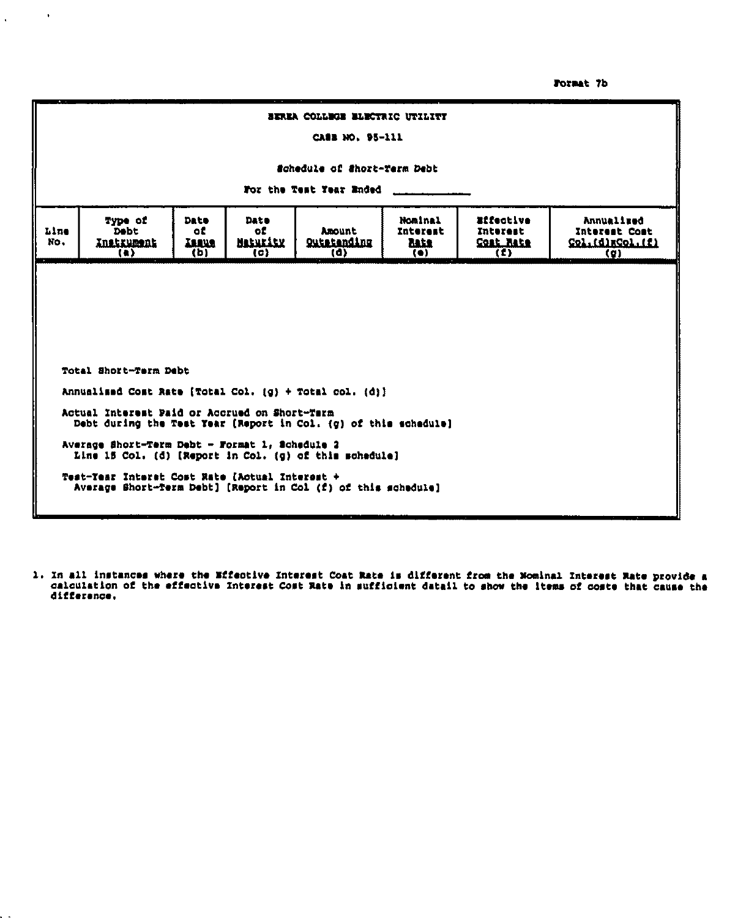Format 7b

**BEREA COLLEGE ELECTRIC UTILITY**

**CASE NO. 95-111**

**Schedule of Short-Term Debt**

**For the Test Year Ended \_\_\_\_\_\_\_\_\_\_\_\_**

| Line No. | Type of Debt Instrument (a) | Date of Issue (b) | Date of Maturity (c) | Amount Outstanding (d) | Nominal Interest Rate (e) | Effective Interest Cost Rate (f) | Annualized Interest Cost Col.(d)xCol.(f) (g) |
|---|---|---|---|---|---|---|---|
| | | | | | | | |

Total Short-Term Debt

Annualized Cost Rate [Total Col. (g) ÷ Total col. (d)]

Actual Interest Paid or Accrued on Short-Term Debt during the Test Year [Report in Col. (g) of this schedule]

Average Short-Term Debt - Format 1, Schedule 2 Line 15 Col. (d) [Report in Col. (g) of this schedule]

Test-Year Interest Cost Rate [Actual Interest ÷ Average Short-Term Debt] [Report in Col (f) of this schedule]

1. In all instances where the Effective Interest Cost Rate is different from the Nominal Interest Rate provide a calculation of the effective Interest Cost Rate in sufficient detail to show the items of costs that cause the difference.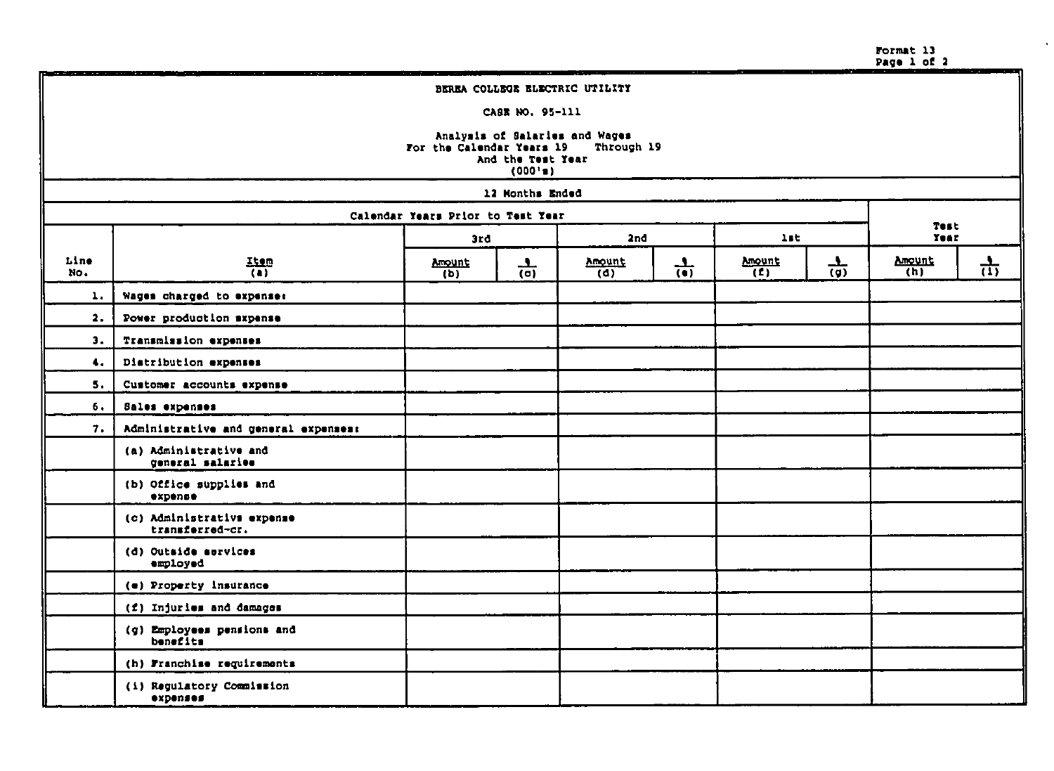Format 13
Page 1 of 2

BEREA COLLEGE ELECTRIC UTILITY

CASE NO. 95-111

Analysis of Salaries and Wages
For the Calendar Years 19    Through 19
And the Test Year
(000's)

| | | 12 Months Ended | | | | | | | |
|---|---|---|---|---|---|---|---|---|---|
| | | Calendar Years Prior to Test Year | | | | | | Test Year | |
| | | 3rd | | 2nd | | 1st | | | |
| Line No. | Item (a) | Amount (b) | % (c) | Amount (d) | % (e) | Amount (f) | % (g) | Amount (h) | % (i) |
| 1. | Wages charged to expense: | | | | | | | | |
| 2. | Power production expense | | | | | | | | |
| 3. | Transmission expenses | | | | | | | | |
| 4. | Distribution expenses | | | | | | | | |
| 5. | Customer accounts expense | | | | | | | | |
| 6. | Sales expenses | | | | | | | | |
| 7. | Administrative and general expenses: | | | | | | | | |
| | (a) Administrative and general salaries | | | | | | | | |
| | (b) Office supplies and expense | | | | | | | | |
| | (c) Administrative expense transferred-cr. | | | | | | | | |
| | (d) Outside services employed | | | | | | | | |
| | (e) Property insurance | | | | | | | | |
| | (f) Injuries and damages | | | | | | | | |
| | (g) Employees pensions and benefits | | | | | | | | |
| | (h) Franchise requirements | | | | | | | | |
| | (i) Regulatory Commission expenses | | | | | | | | |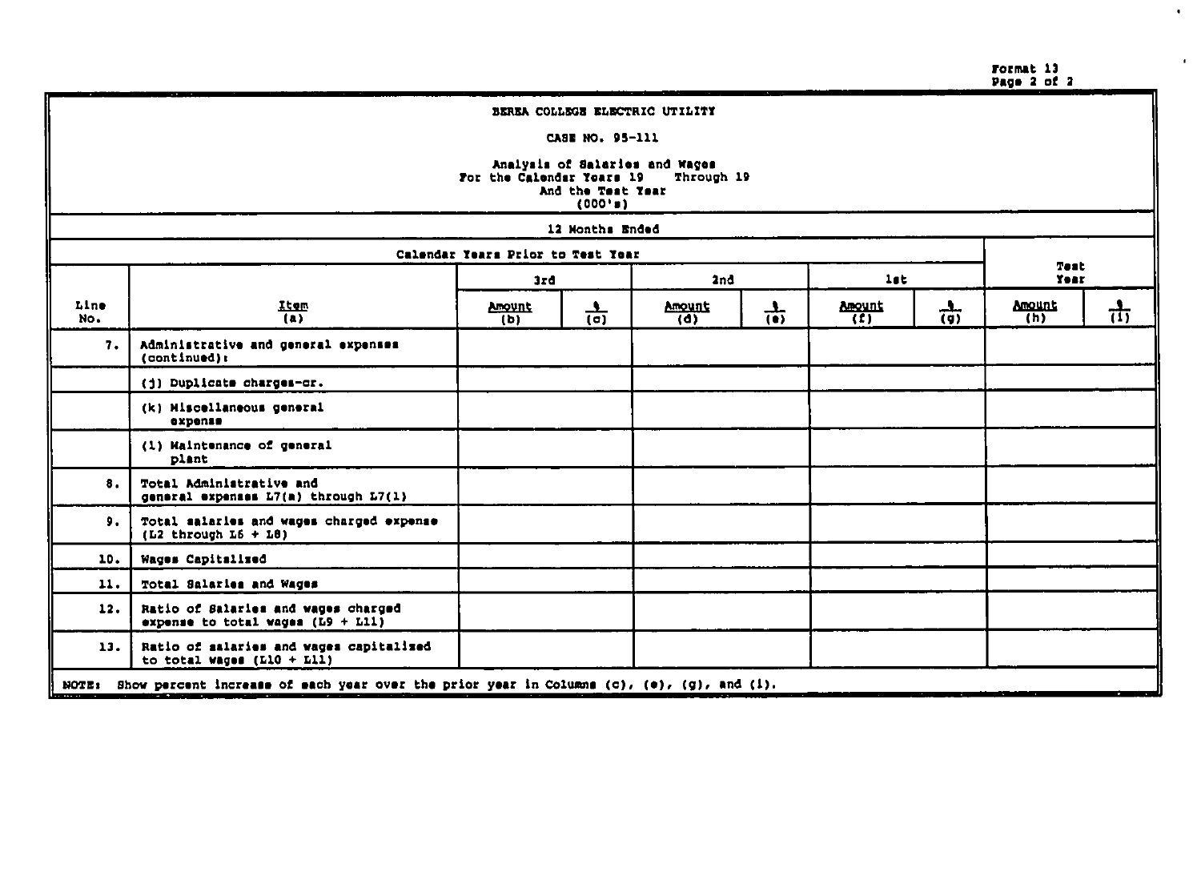Format 13
Page 2 of 2

BEREA COLLEGE ELECTRIC UTILITY

CASE NO. 95-111

Analysis of Salaries and Wages
For the Calendar Years 19 Through 19
And the Test Year
(000's)

12 Months Ended

| | | Calendar Years Prior to Test Year | | | | | | Test Year | |
|---|---|---|---|---|---|---|---|---|---|
| | | 3rd | | 2nd | | 1st | | | |
| Line No. | Item (a) | Amount (b) | % (c) | Amount (d) | % (e) | Amount (f) | % (g) | Amount (h) | % (i) |
| 7. | Administrative and general expenses (continued): | | | | | | | | |
| | (j) Duplicate charges-cr. | | | | | | | | |
| | (k) Miscellaneous general expense | | | | | | | | |
| | (l) Maintenance of general plant | | | | | | | | |
| 8. | Total Administrative and general expenses L7(a) through L7(l) | | | | | | | | |
| 9. | Total salaries and wages charged expense (L2 through L6 + L8) | | | | | | | | |
| 10. | Wages Capitalized | | | | | | | | |
| 11. | Total Salaries and Wages | | | | | | | | |
| 12. | Ratio of Salaries and wages charged expense to total wages (L9 + L11) | | | | | | | | |
| 13. | Ratio of salaries and wages capitalized to total wages (L10 + L11) | | | | | | | | |

NOTE: Show percent increase of each year over the prior year in Columns (c), (e), (g), and (i).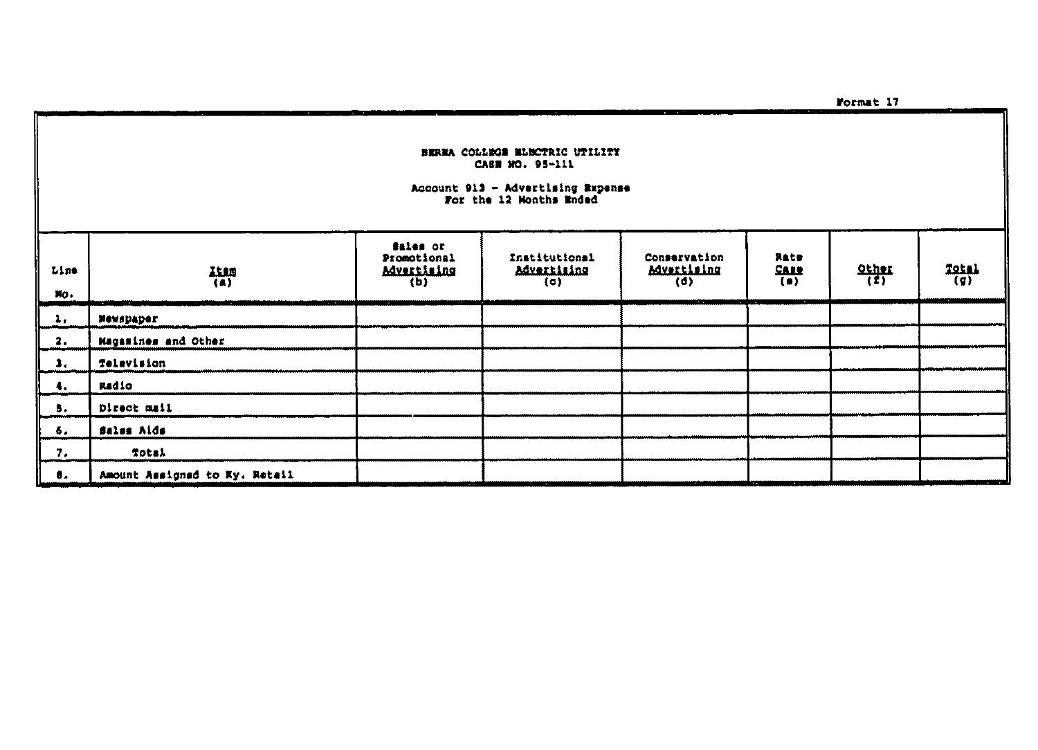Format 17

**BEREA COLLEGE ELECTRIC UTILITY**
**CASE NO. 95-111**

**Account 913 - Advertising Expense**
**For the 12 Months Ended**

| Line No. | Item (a) | Sales or Promotional Advertising (b) | Institutional Advertising (c) | Conservation Advertising (d) | Rate Case (e) | Other (f) | Total (g) |
|---|---|---|---|---|---|---|---|
| 1. | Newspaper | | | | | | |
| 2. | Magazines and Other | | | | | | |
| 3. | Television | | | | | | |
| 4. | Radio | | | | | | |
| 5. | Direct mail | | | | | | |
| 6. | Sales Aids | | | | | | |
| 7. | Total | | | | | | |
| 8. | Amount Assigned to Ky. Retail | | | | | | |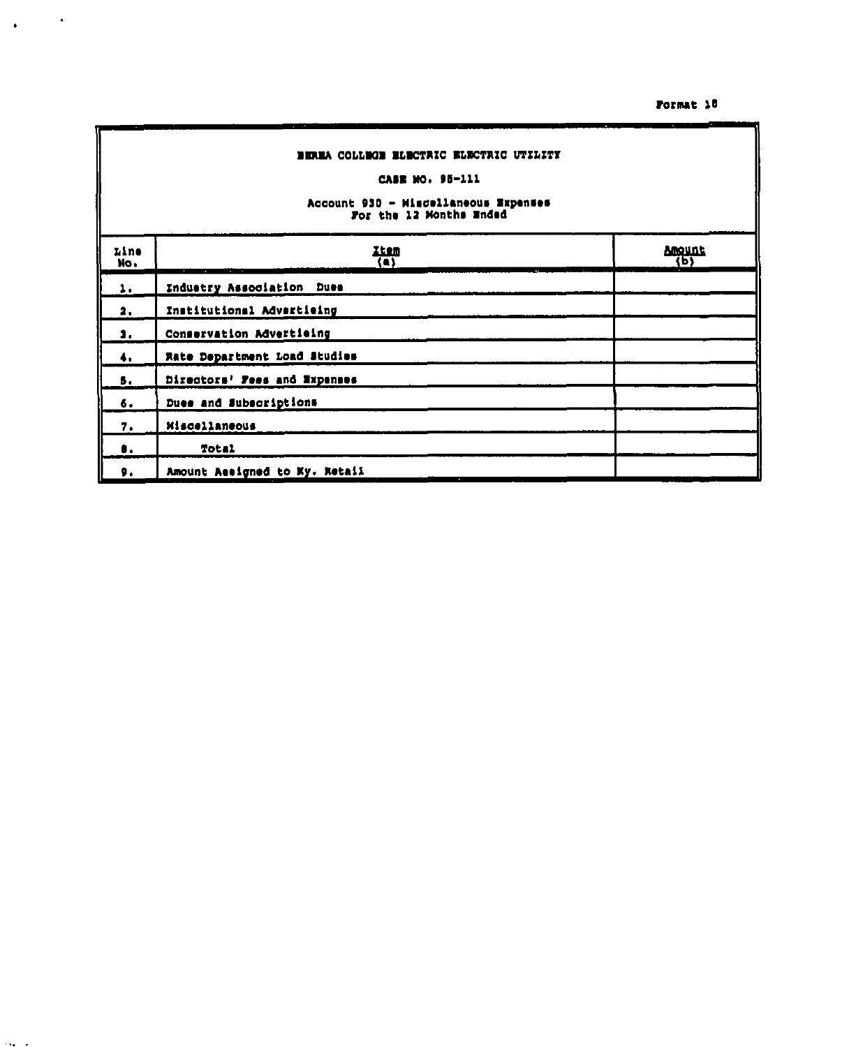Format 18

**BEREA COLLEGE ELECTRIC ELECTRIC UTILITY**

**CASE NO. 95-111**

**Account 930 - Miscellaneous Expenses**
**For the 12 Months Ended**

| Line No. | Item (a) | Amount (b) |
|---|---|---|
| 1. | Industry Association Dues | |
| 2. | Institutional Advertising | |
| 3. | Conservation Advertising | |
| 4. | Rate Department Load Studies | |
| 5. | Directors' Fees and Expenses | |
| 6. | Dues and Subscriptions | |
| 7. | Miscellaneous | |
| 8. | Total | |
| 9. | Amount Assigned to Ky. Retail | |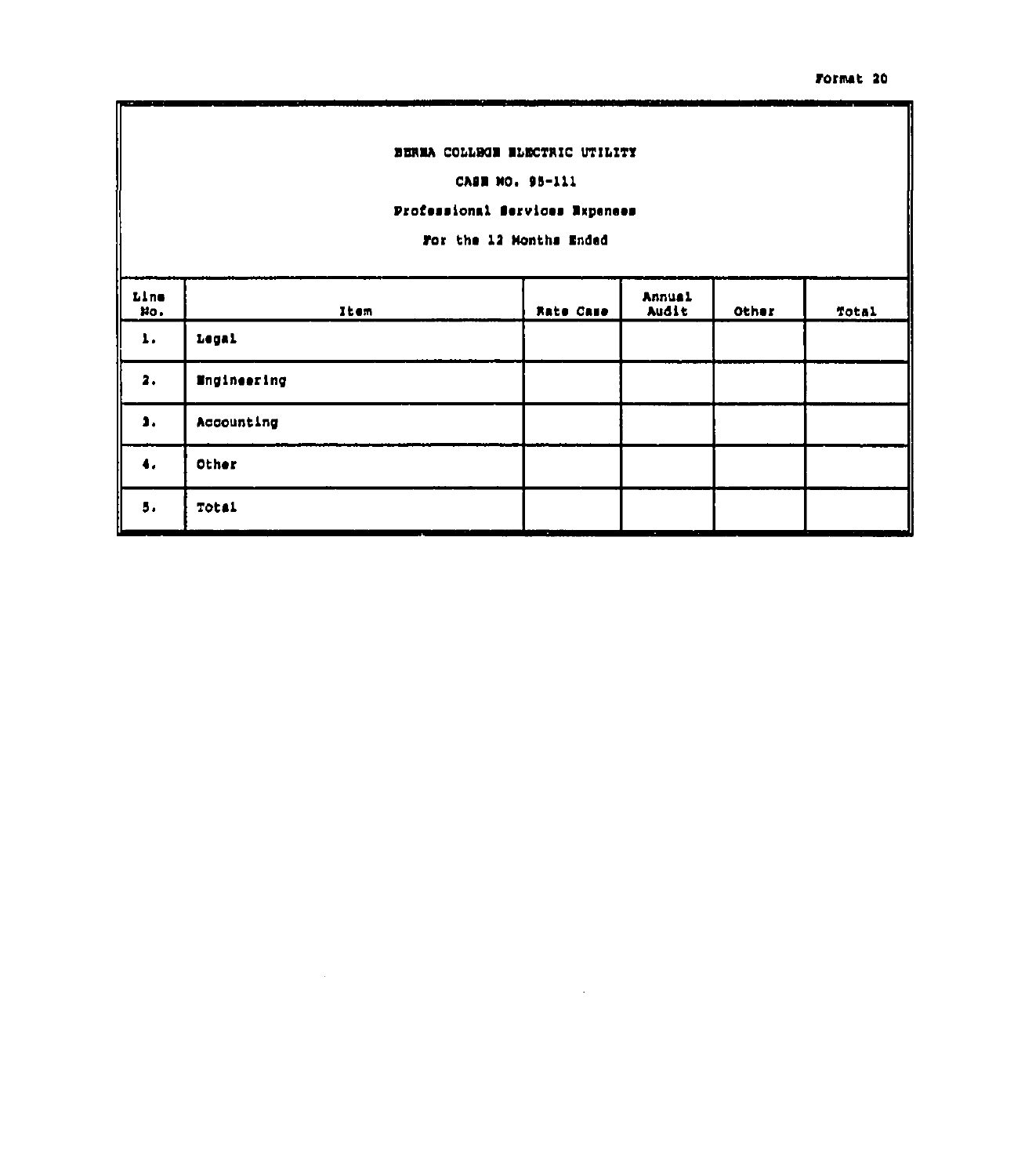Format 20

**BEREA COLLEGE ELECTRIC UTILITY**

**CASE NO. 95-111**

**Professional Services Expenses**

**For the 12 Months Ended**

| Line No. | Item | Rate Case | Annual Audit | Other | Total |
|---|---|---|---|---|---|
| 1. | Legal | | | | |
| 2. | Engineering | | | | |
| 3. | Accounting | | | | |
| 4. | Other | | | | |
| 5. | Total | | | | |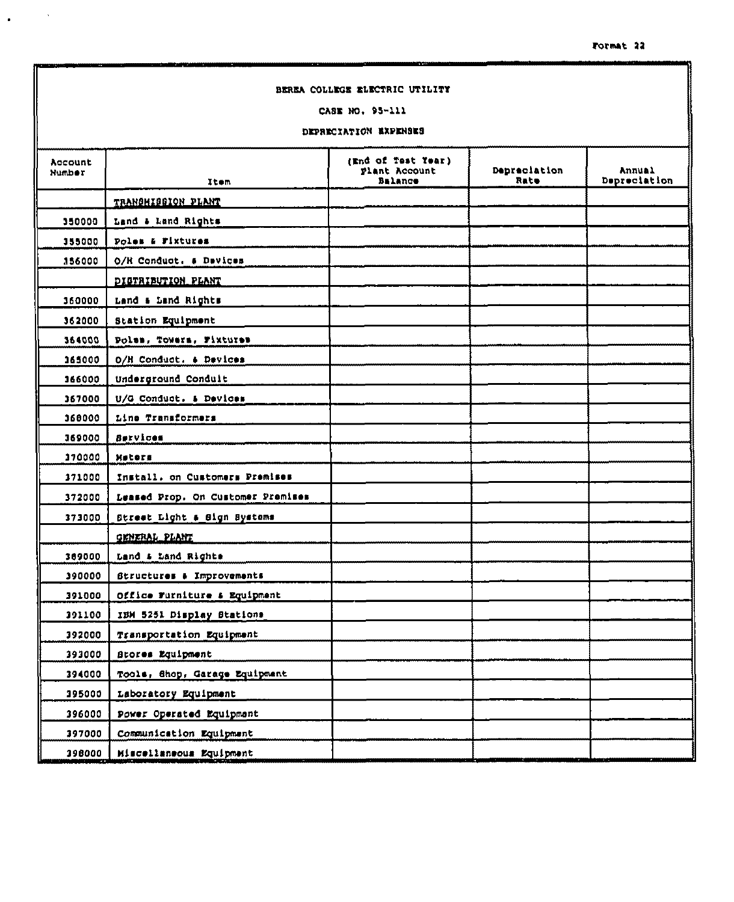Format 22

BEREA COLLEGE ELECTRIC UTILITY

CASE NO. 95-111

DEPRECIATION EXPENSES

| Account Number | Item | (End of Test Year) Plant Account Balance | Depreciation Rate | Annual Depreciation |
|---|---|---|---|---|
| | TRANSMISSION PLANT | | | |
| 350000 | Land & Land Rights | | | |
| 355000 | Poles & Fixtures | | | |
| 356000 | O/H Conduct. & Devices | | | |
| | DISTRIBUTION PLANT | | | |
| 360000 | Land & Land Rights | | | |
| 362000 | Station Equipment | | | |
| 364000 | Poles, Towers, Fixtures | | | |
| 365000 | O/H Conduct. & Devices | | | |
| 366000 | Underground Conduit | | | |
| 367000 | U/G Conduct. & Devices | | | |
| 368000 | Line Transformers | | | |
| 369000 | Services | | | |
| 370000 | Meters | | | |
| 371000 | Install. on Customers Premises | | | |
| 372000 | Leased Prop. On Customer Premises | | | |
| 373000 | Street Light & Sign Systems | | | |
| | GENERAL PLANT | | | |
| 389000 | Land & Land Rights | | | |
| 390000 | Structures & Improvements | | | |
| 391000 | Office Furniture & Equipment | | | |
| 391100 | IBM 5251 Display Stations | | | |
| 392000 | Transportation Equipment | | | |
| 393000 | Stores Equipment | | | |
| 394000 | Tools, Shop, Garage Equipment | | | |
| 395000 | Laboratory Equipment | | | |
| 396000 | Power Operated Equipment | | | |
| 397000 | Communication Equipment | | | |
| 398000 | Miscellaneous Equipment | | | |